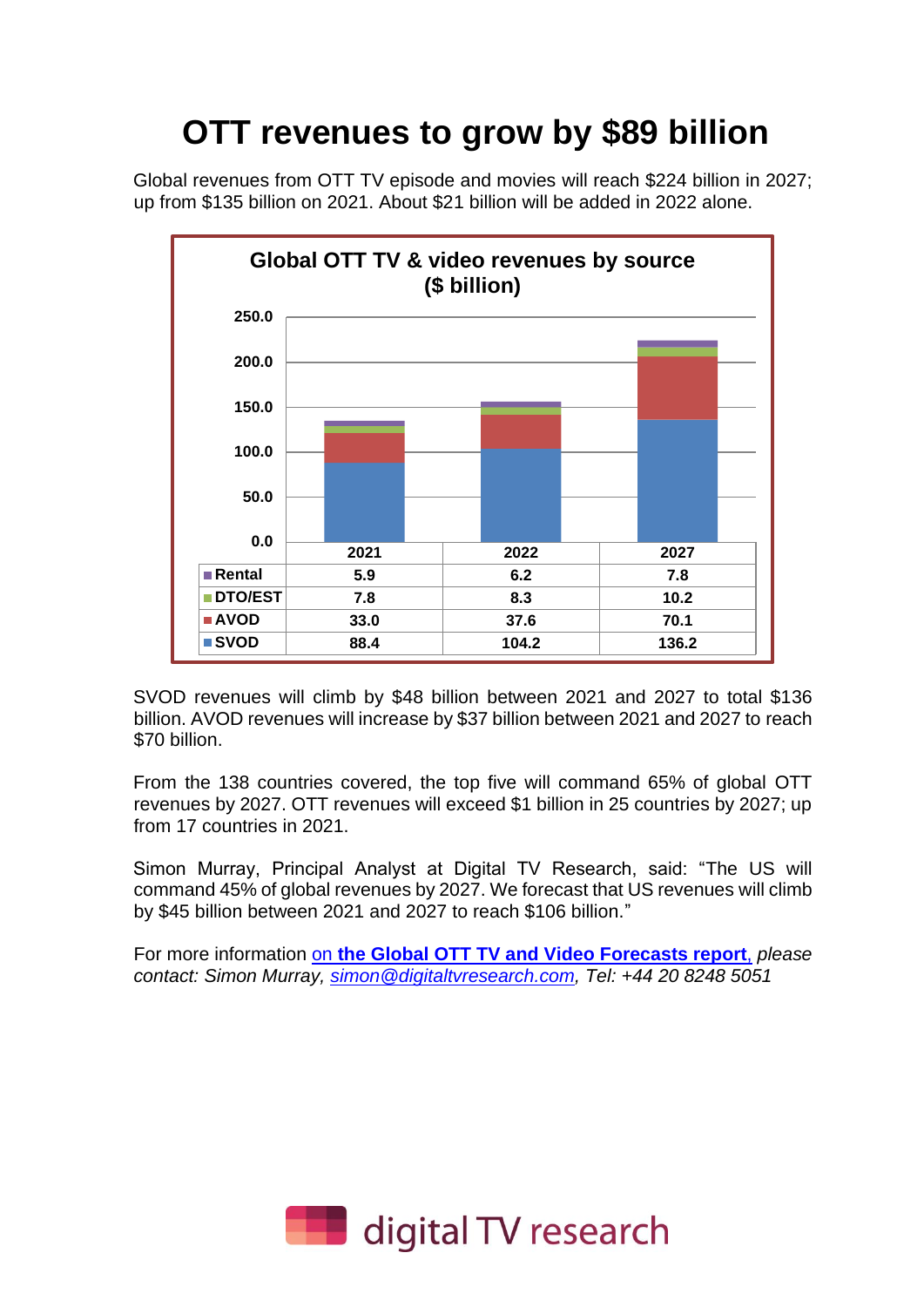# OTT revenues to grow by $89 billion

Global revenues from OTT TV episode and movies will reach $224 billion in 2027; up from $135 billion on 2021. About $21 billion will be added in 2022 alone.

**Global OTT TV & video revenues by source ($ billion)**

| | 2021 | 2022 | 2027 |
|---|---|---|---|
| Rental | 5.9 | 6.2 | 7.8 |
| DTO/EST | 7.8 | 8.3 | 10.2 |
| AVOD | 33.0 | 37.6 | 70.1 |
| SVOD | 88.4 | 104.2 | 136.2 |

SVOD revenues will climb by $48 billion between 2021 and 2027 to total $136 billion. AVOD revenues will increase by $37 billion between 2021 and 2027 to reach $70 billion.

From the 138 countries covered, the top five will command 65% of global OTT revenues by 2027. OTT revenues will exceed $1 billion in 25 countries by 2027; up from 17 countries in 2021.

Simon Murray, Principal Analyst at Digital TV Research, said: "The US will command 45% of global revenues by 2027. We forecast that US revenues will climb by $45 billion between 2021 and 2027 to reach $106 billion."

For more information on **the Global OTT TV and Video Forecasts report**, *please contact: Simon Murray, simon@digitaltvresearch.com, Tel: +44 20 8248 5051*

digital TV research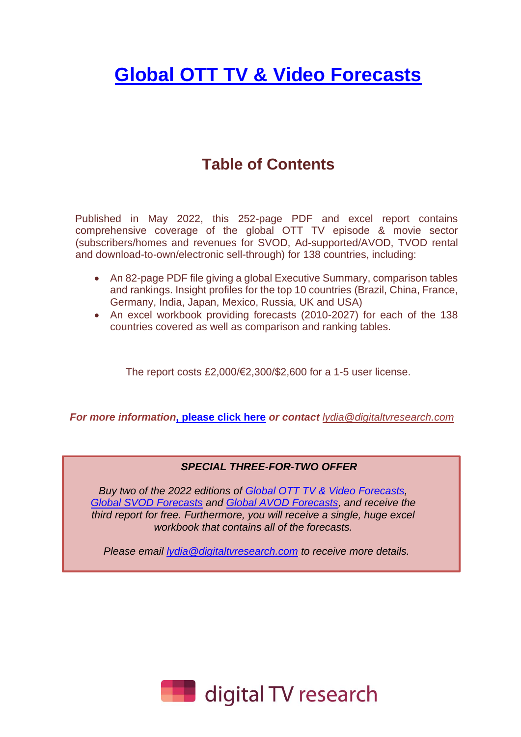# Global OTT TV & Video Forecasts

## Table of Contents

Published in May 2022, this 252-page PDF and excel report contains comprehensive coverage of the global OTT TV episode & movie sector (subscribers/homes and revenues for SVOD, Ad-supported/AVOD, TVOD rental and download-to-own/electronic sell-through) for 138 countries, including:

- An 82-page PDF file giving a global Executive Summary, comparison tables and rankings. Insight profiles for the top 10 countries (Brazil, China, France, Germany, India, Japan, Mexico, Russia, UK and USA)
- An excel workbook providing forecasts (2010-2027) for each of the 138 countries covered as well as comparison and ranking tables.

The report costs £2,000/€2,300/$2,600 for a 1-5 user license.

***For more information, please click here or contact*** *lydia@digitaltvresearch.com*

**_SPECIAL THREE-FOR-TWO OFFER_**

*Buy two of the 2022 editions of Global OTT TV & Video Forecasts, Global SVOD Forecasts and Global AVOD Forecasts, and receive the third report for free. Furthermore, you will receive a single, huge excel workbook that contains all of the forecasts.*

*Please email lydia@digitaltvresearch.com to receive more details.*

digital TV research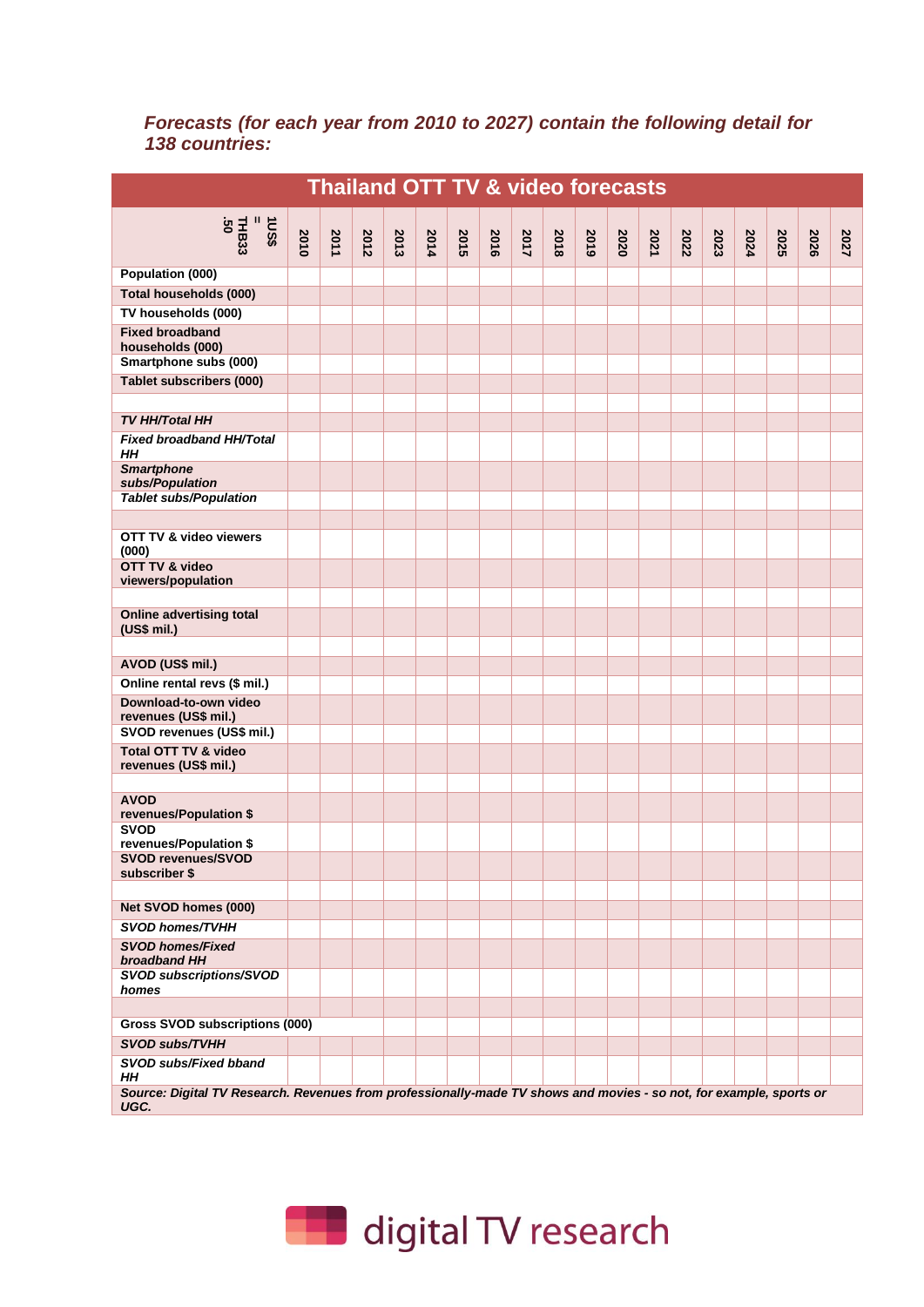***Forecasts (for each year from 2010 to 2027) contain the following detail for 138 countries:***

| Thailand OTT TV & video forecasts | | | | | | | | | | | | | | | | | | |
|---|---|---|---|---|---|---|---|---|---|---|---|---|---|---|---|---|---|---|
| 1US$ = THB33.50 | 2010 | 2011 | 2012 | 2013 | 2014 | 2015 | 2016 | 2017 | 2018 | 2019 | 2020 | 2021 | 2022 | 2023 | 2024 | 2025 | 2026 | 2027 |
| **Population (000)** | | | | | | | | | | | | | | | | | | |
| **Total households (000)** | | | | | | | | | | | | | | | | | | |
| **TV households (000)** | | | | | | | | | | | | | | | | | | |
| **Fixed broadband households (000)** | | | | | | | | | | | | | | | | | | |
| **Smartphone subs (000)** | | | | | | | | | | | | | | | | | | |
| **Tablet subscribers (000)** | | | | | | | | | | | | | | | | | | |
| | | | | | | | | | | | | | | | | | | |
| ***TV HH/Total HH*** | | | | | | | | | | | | | | | | | | |
| ***Fixed broadband HH/Total HH*** | | | | | | | | | | | | | | | | | | |
| ***Smartphone subs/Population*** | | | | | | | | | | | | | | | | | | |
| ***Tablet subs/Population*** | | | | | | | | | | | | | | | | | | |
| | | | | | | | | | | | | | | | | | | |
| **OTT TV & video viewers (000)** | | | | | | | | | | | | | | | | | | |
| **OTT TV & video viewers/population** | | | | | | | | | | | | | | | | | | |
| | | | | | | | | | | | | | | | | | | |
| **Online advertising total (US$ mil.)** | | | | | | | | | | | | | | | | | | |
| | | | | | | | | | | | | | | | | | | |
| **AVOD (US$ mil.)** | | | | | | | | | | | | | | | | | | |
| **Online rental revs ($ mil.)** | | | | | | | | | | | | | | | | | | |
| **Download-to-own video revenues (US$ mil.)** | | | | | | | | | | | | | | | | | | |
| **SVOD revenues (US$ mil.)** | | | | | | | | | | | | | | | | | | |
| **Total OTT TV & video revenues (US$ mil.)** | | | | | | | | | | | | | | | | | | |
| | | | | | | | | | | | | | | | | | | |
| **AVOD revenues/Population $** | | | | | | | | | | | | | | | | | | |
| **SVOD revenues/Population $** | | | | | | | | | | | | | | | | | | |
| **SVOD revenues/SVOD subscriber $** | | | | | | | | | | | | | | | | | | |
| | | | | | | | | | | | | | | | | | | |
| **Net SVOD homes (000)** | | | | | | | | | | | | | | | | | | |
| ***SVOD homes/TVHH*** | | | | | | | | | | | | | | | | | | |
| ***SVOD homes/Fixed broadband HH*** | | | | | | | | | | | | | | | | | | |
| ***SVOD subscriptions/SVOD homes*** | | | | | | | | | | | | | | | | | | |
| | | | | | | | | | | | | | | | | | | |
| **Gross SVOD subscriptions (000)** | | | | | | | | | | | | | | | | | | |
| ***SVOD subs/TVHH*** | | | | | | | | | | | | | | | | | | |
| ***SVOD subs/Fixed bband HH*** | | | | | | | | | | | | | | | | | | |

***Source: Digital TV Research. Revenues from professionally-made TV shows and movies - so not, for example, sports or UGC.***

digital TV research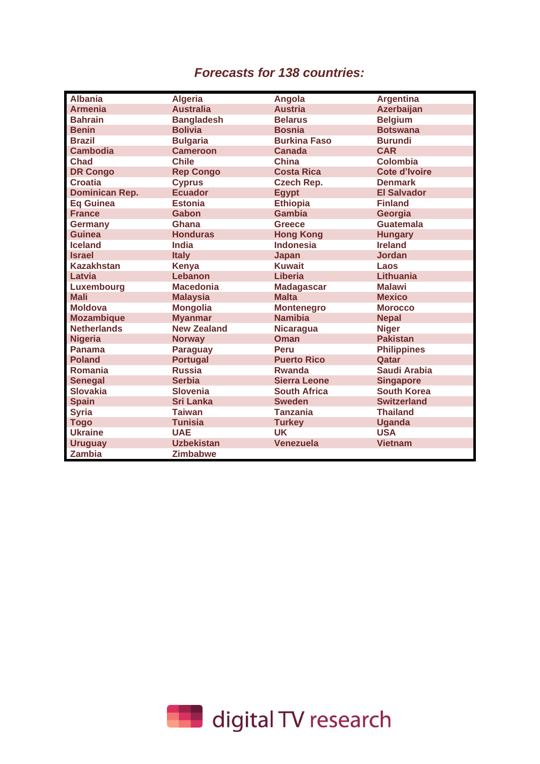## *Forecasts for 138 countries:*

| | | | |
|---|---|---|---|
| Albania | Algeria | Angola | Argentina |
| Armenia | Australia | Austria | Azerbaijan |
| Bahrain | Bangladesh | Belarus | Belgium |
| Benin | Bolivia | Bosnia | Botswana |
| Brazil | Bulgaria | Burkina Faso | Burundi |
| Cambodia | Cameroon | Canada | CAR |
| Chad | Chile | China | Colombia |
| DR Congo | Rep Congo | Costa Rica | Cote d'Ivoire |
| Croatia | Cyprus | Czech Rep. | Denmark |
| Dominican Rep. | Ecuador | Egypt | El Salvador |
| Eq Guinea | Estonia | Ethiopia | Finland |
| France | Gabon | Gambia | Georgia |
| Germany | Ghana | Greece | Guatemala |
| Guinea | Honduras | Hong Kong | Hungary |
| Iceland | India | Indonesia | Ireland |
| Israel | Italy | Japan | Jordan |
| Kazakhstan | Kenya | Kuwait | Laos |
| Latvia | Lebanon | Liberia | Lithuania |
| Luxembourg | Macedonia | Madagascar | Malawi |
| Mali | Malaysia | Malta | Mexico |
| Moldova | Mongolia | Montenegro | Morocco |
| Mozambique | Myanmar | Namibia | Nepal |
| Netherlands | New Zealand | Nicaragua | Niger |
| Nigeria | Norway | Oman | Pakistan |
| Panama | Paraguay | Peru | Philippines |
| Poland | Portugal | Puerto Rico | Qatar |
| Romania | Russia | Rwanda | Saudi Arabia |
| Senegal | Serbia | Sierra Leone | Singapore |
| Slovakia | Slovenia | South Africa | South Korea |
| Spain | Sri Lanka | Sweden | Switzerland |
| Syria | Taiwan | Tanzania | Thailand |
| Togo | Tunisia | Turkey | Uganda |
| Ukraine | UAE | UK | USA |
| Uruguay | Uzbekistan | Venezuela | Vietnam |
| Zambia | Zimbabwe | | |

digital TV research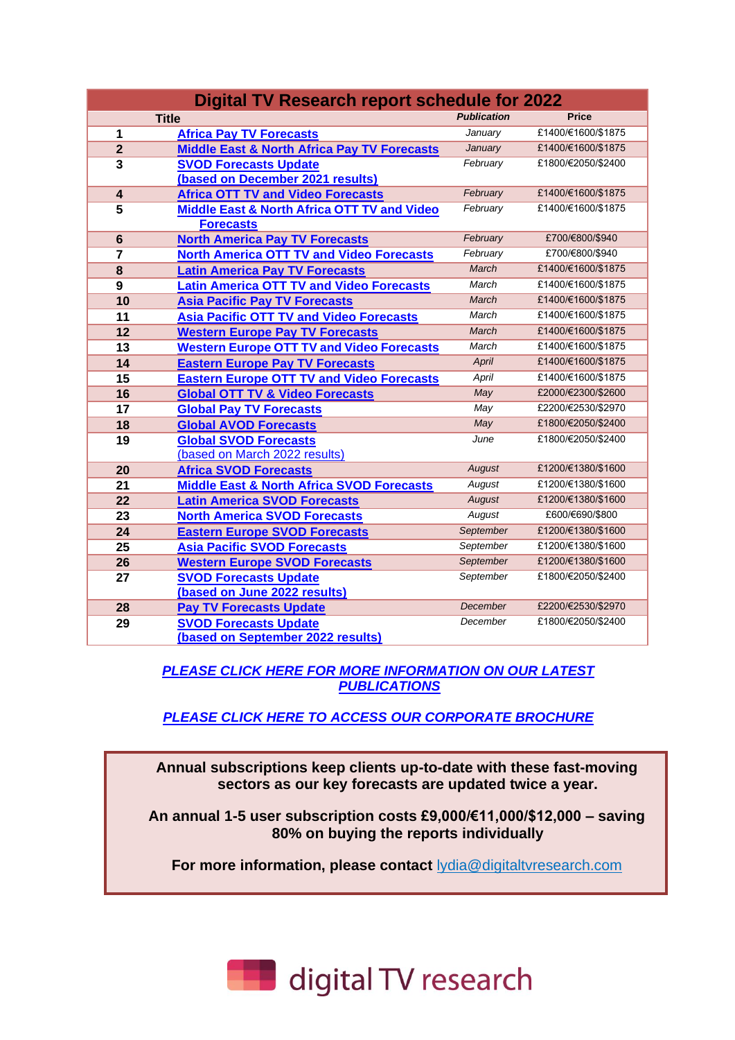## Digital TV Research report schedule for 2022

| | Title | Publication | Price |
|---|---|---|---|
| 1 | Africa Pay TV Forecasts | January | £1400/€1600/$1875 |
| 2 | Middle East & North Africa Pay TV Forecasts | January | £1400/€1600/$1875 |
| 3 | SVOD Forecasts Update (based on December 2021 results) | February | £1800/€2050/$2400 |
| 4 | Africa OTT TV and Video Forecasts | February | £1400/€1600/$1875 |
| 5 | Middle East & North Africa OTT TV and Video Forecasts | February | £1400/€1600/$1875 |
| 6 | North America Pay TV Forecasts | February | £700/€800/$940 |
| 7 | North America OTT TV and Video Forecasts | February | £700/€800/$940 |
| 8 | Latin America Pay TV Forecasts | March | £1400/€1600/$1875 |
| 9 | Latin America OTT TV and Video Forecasts | March | £1400/€1600/$1875 |
| 10 | Asia Pacific Pay TV Forecasts | March | £1400/€1600/$1875 |
| 11 | Asia Pacific OTT TV and Video Forecasts | March | £1400/€1600/$1875 |
| 12 | Western Europe Pay TV Forecasts | March | £1400/€1600/$1875 |
| 13 | Western Europe OTT TV and Video Forecasts | March | £1400/€1600/$1875 |
| 14 | Eastern Europe Pay TV Forecasts | April | £1400/€1600/$1875 |
| 15 | Eastern Europe OTT TV and Video Forecasts | April | £1400/€1600/$1875 |
| 16 | Global OTT TV & Video Forecasts | May | £2000/€2300/$2600 |
| 17 | Global Pay TV Forecasts | May | £2200/€2530/$2970 |
| 18 | Global AVOD Forecasts | May | £1800/€2050/$2400 |
| 19 | Global SVOD Forecasts (based on March 2022 results) | June | £1800/€2050/$2400 |
| 20 | Africa SVOD Forecasts | August | £1200/€1380/$1600 |
| 21 | Middle East & North Africa SVOD Forecasts | August | £1200/€1380/$1600 |
| 22 | Latin America SVOD Forecasts | August | £1200/€1380/$1600 |
| 23 | North America SVOD Forecasts | August | £600/€690/$800 |
| 24 | Eastern Europe SVOD Forecasts | September | £1200/€1380/$1600 |
| 25 | Asia Pacific SVOD Forecasts | September | £1200/€1380/$1600 |
| 26 | Western Europe SVOD Forecasts | September | £1200/€1380/$1600 |
| 27 | SVOD Forecasts Update (based on June 2022 results) | September | £1800/€2050/$2400 |
| 28 | Pay TV Forecasts Update | December | £2200/€2530/$2970 |
| 29 | SVOD Forecasts Update (based on September 2022 results) | December | £1800/€2050/$2400 |

***PLEASE CLICK HERE FOR MORE INFORMATION ON OUR LATEST PUBLICATIONS***

***PLEASE CLICK HERE TO ACCESS OUR CORPORATE BROCHURE***

**Annual subscriptions keep clients up-to-date with these fast-moving sectors as our key forecasts are updated twice a year.**

**An annual 1-5 user subscription costs £9,000/€11,000/$12,000 – saving 80% on buying the reports individually**

**For more information, please contact** lydia@digitaltvresearch.com

digital TV research